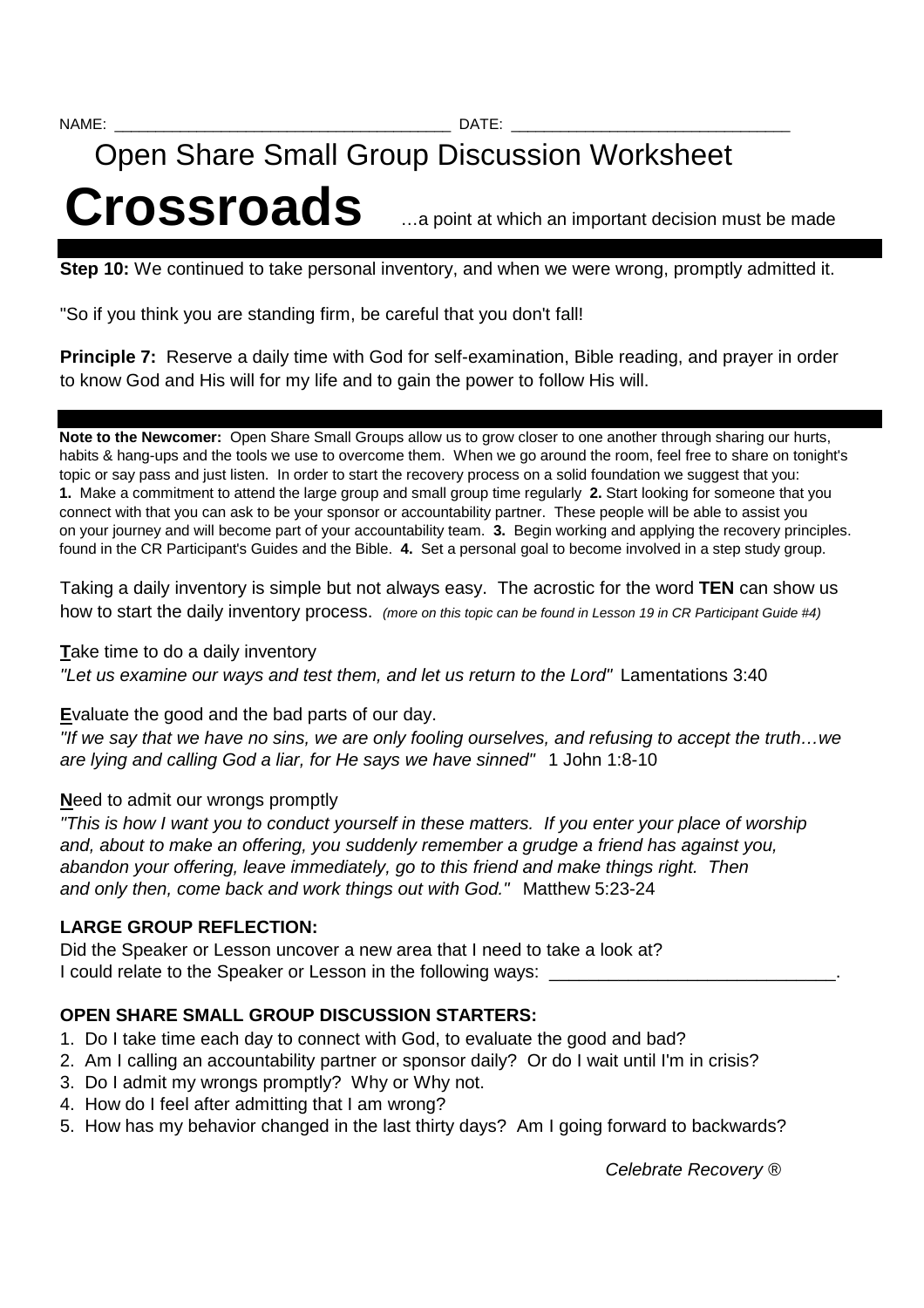NAME: ______________________________________ DATE: _______________________________

Open Share Small Group Discussion Worksheet

# Crossroads

…a point at which an important decision must be made

**Step 10:** We continued to take personal inventory, and when we were wrong, promptly admitted it.

"So if you think you are standing firm, be careful that you don't fall!

**Principle 7:** Reserve a daily time with God for self-examination, Bible reading, and prayer in order to know God and His will for my life and to gain the power to follow His will.

**Note to the Newcomer:** Open Share Small Groups allow us to grow closer to one another through sharing our hurts, habits & hang-ups and the tools we use to overcome them. When we go around the room, feel free to share on tonight's topic or say pass and just listen. In order to start the recovery process on a solid foundation we suggest that you: **1.** Make a commitment to attend the large group and small group time regularly **2.** Start looking for someone that you connect with that you can ask to be your sponsor or accountability partner. These people will be able to assist you on your journey and will become part of your accountability team. **3.** Begin working and applying the recovery principles. found in the CR Participant's Guides and the Bible. **4.** Set a personal goal to become involved in a step study group.

Taking a daily inventory is simple but not always easy. The acrostic for the word **TEN** can show us how to start the daily inventory process. *(more on this topic can be found in Lesson 19 in CR Participant Guide #4)*

**T**ake time to do a daily inventory
*"Let us examine our ways and test them, and let us return to the Lord"* Lamentations 3:40

**E**valuate the good and the bad parts of our day.
*"If we say that we have no sins, we are only fooling ourselves, and refusing to accept the truth…we are lying and calling God a liar, for He says we have sinned"* 1 John 1:8-10

**N**eed to admit our wrongs promptly
*"This is how I want you to conduct yourself in these matters. If you enter your place of worship and, about to make an offering, you suddenly remember a grudge a friend has against you, abandon your offering, leave immediately, go to this friend and make things right. Then and only then, come back and work things out with God."* Matthew 5:23-24

**LARGE GROUP REFLECTION:**

Did the Speaker or Lesson uncover a new area that I need to take a look at?
I could relate to the Speaker or Lesson in the following ways: ____________________________.

**OPEN SHARE SMALL GROUP DISCUSSION STARTERS:**

1. Do I take time each day to connect with God, to evaluate the good and bad?
2. Am I calling an accountability partner or sponsor daily? Or do I wait until I'm in crisis?
3. Do I admit my wrongs promptly? Why or Why not.
4. How do I feel after admitting that I am wrong?
5. How has my behavior changed in the last thirty days? Am I going forward to backwards?

*Celebrate Recovery ®*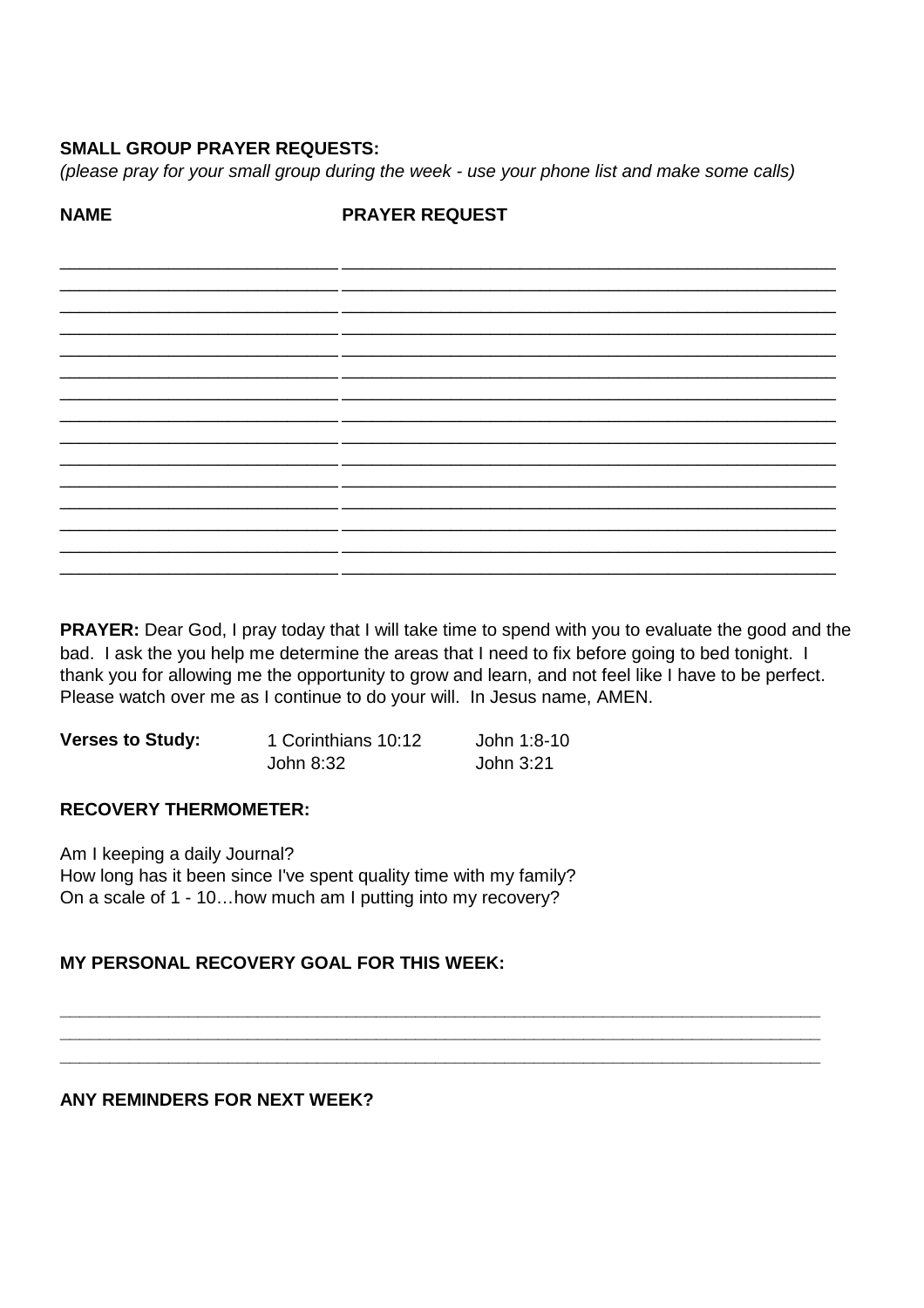**SMALL GROUP PRAYER REQUESTS:**
*(please pray for your small group during the week - use your phone list and make some calls)*

| NAME | PRAYER REQUEST |
| --- | --- |
| | |
| | |
| | |
| | |
| | |
| | |
| | |
| | |
| | |
| | |
| | |
| | |
| | |
| | |
| | |

**PRAYER:** Dear God, I pray today that I will take time to spend with you to evaluate the good and the bad. I ask the you help me determine the areas that I need to fix before going to bed tonight. I thank you for allowing me the opportunity to grow and learn, and not feel like I have to be perfect. Please watch over me as I continue to do your will. In Jesus name, AMEN.

| | | |
| --- | --- | --- |
| **Verses to Study:** | 1 Corinthians 10:12 | John 1:8-10 |
| | John 8:32 | John 3:21 |

**RECOVERY THERMOMETER:**

Am I keeping a daily Journal?
How long has it been since I've spent quality time with my family?
On a scale of 1 - 10…how much am I putting into my recovery?

**MY PERSONAL RECOVERY GOAL FOR THIS WEEK:**

______________________________________________________________________________
______________________________________________________________________________
______________________________________________________________________________

**ANY REMINDERS FOR NEXT WEEK?**